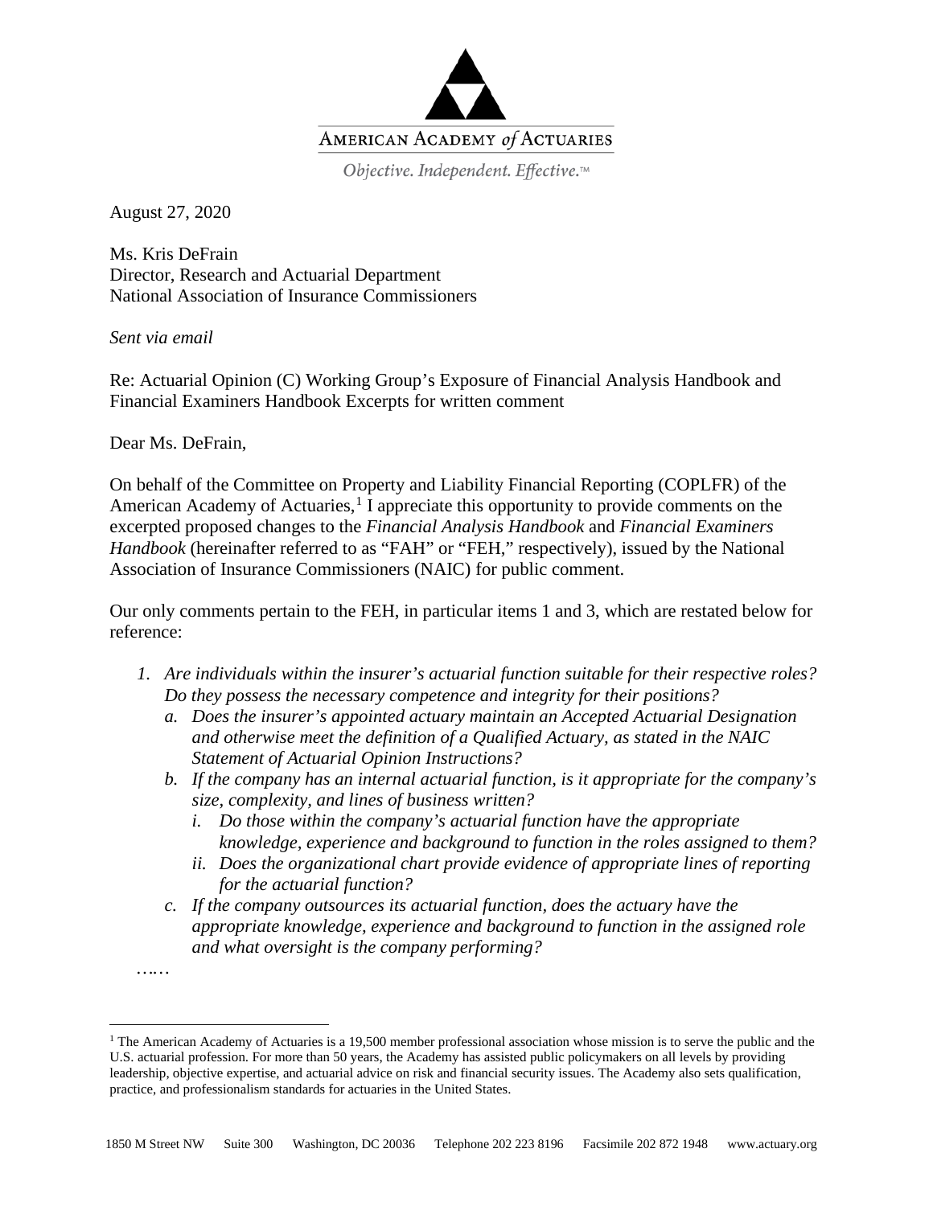AMERICAN ACADEMY *of* ACTUARIES

*Objective. Independent. Effective.™*

August 27, 2020

Ms. Kris DeFrain
Director, Research and Actuarial Department
National Association of Insurance Commissioners

*Sent via email*

Re: Actuarial Opinion (C) Working Group's Exposure of Financial Analysis Handbook and Financial Examiners Handbook Excerpts for written comment

Dear Ms. DeFrain,

On behalf of the Committee on Property and Liability Financial Reporting (COPLFR) of the American Academy of Actuaries,[1] I appreciate this opportunity to provide comments on the excerpted proposed changes to the *Financial Analysis Handbook* and *Financial Examiners Handbook* (hereinafter referred to as "FAH" or "FEH," respectively), issued by the National Association of Insurance Commissioners (NAIC) for public comment.

Our only comments pertain to the FEH, in particular items 1 and 3, which are restated below for reference:

1. *Are individuals within the insurer's actuarial function suitable for their respective roles? Do they possess the necessary competence and integrity for their positions?*
   a. *Does the insurer's appointed actuary maintain an Accepted Actuarial Designation and otherwise meet the definition of a Qualified Actuary, as stated in the NAIC Statement of Actuarial Opinion Instructions?*
   b. *If the company has an internal actuarial function, is it appropriate for the company's size, complexity, and lines of business written?*
      i. *Do those within the company's actuarial function have the appropriate knowledge, experience and background to function in the roles assigned to them?*
      ii. *Does the organizational chart provide evidence of appropriate lines of reporting for the actuarial function?*
   c. *If the company outsources its actuarial function, does the actuary have the appropriate knowledge, experience and background to function in the assigned role and what oversight is the company performing?*

……

[1] The American Academy of Actuaries is a 19,500 member professional association whose mission is to serve the public and the U.S. actuarial profession. For more than 50 years, the Academy has assisted public policymakers on all levels by providing leadership, objective expertise, and actuarial advice on risk and financial security issues. The Academy also sets qualification, practice, and professionalism standards for actuaries in the United States.

1850 M Street NW Suite 300 Washington, DC 20036 Telephone 202 223 8196 Facsimile 202 872 1948 www.actuary.org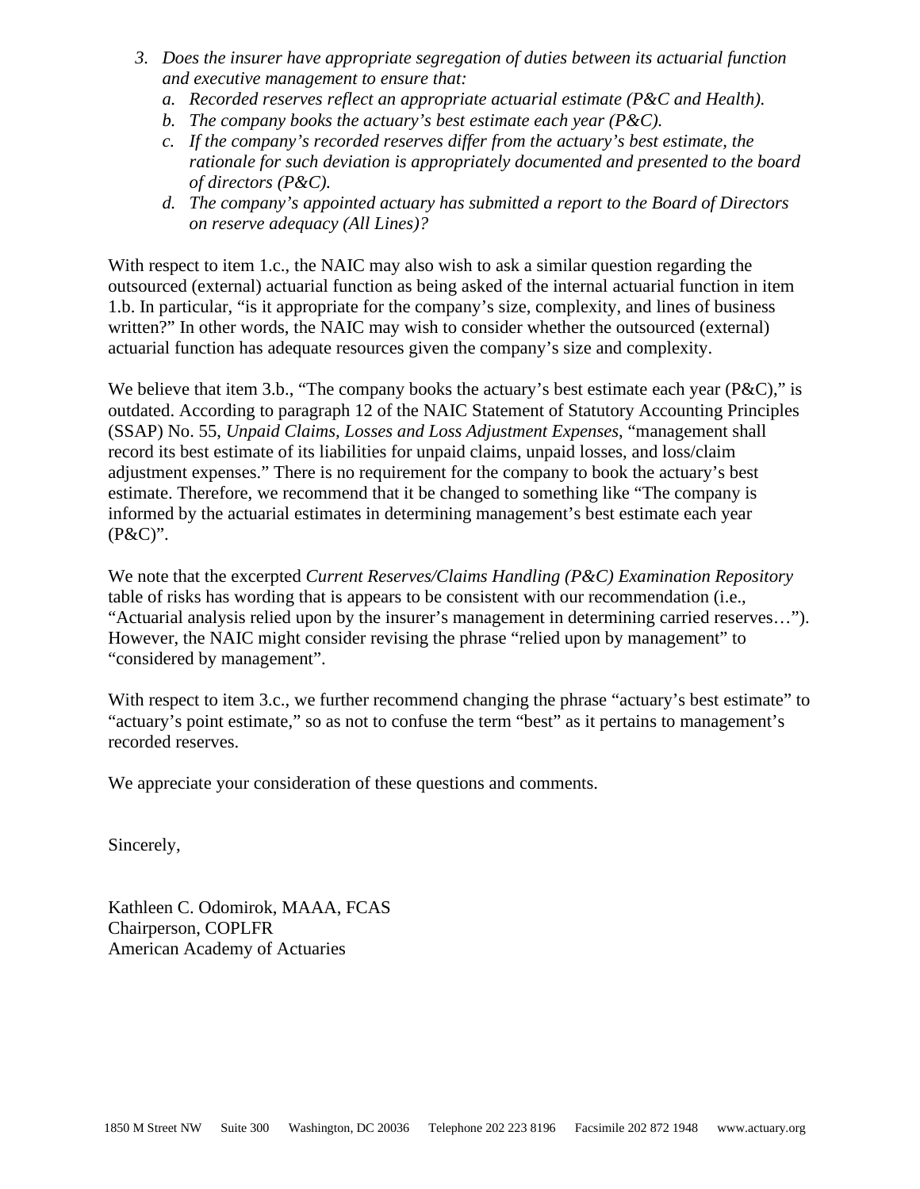3. *Does the insurer have appropriate segregation of duties between its actuarial function and executive management to ensure that:*
   a. *Recorded reserves reflect an appropriate actuarial estimate (P&C and Health).*
   b. *The company books the actuary's best estimate each year (P&C).*
   c. *If the company's recorded reserves differ from the actuary's best estimate, the rationale for such deviation is appropriately documented and presented to the board of directors (P&C).*
   d. *The company's appointed actuary has submitted a report to the Board of Directors on reserve adequacy (All Lines)?*

With respect to item 1.c., the NAIC may also wish to ask a similar question regarding the outsourced (external) actuarial function as being asked of the internal actuarial function in item 1.b. In particular, "is it appropriate for the company's size, complexity, and lines of business written?" In other words, the NAIC may wish to consider whether the outsourced (external) actuarial function has adequate resources given the company's size and complexity.

We believe that item 3.b., "The company books the actuary's best estimate each year (P&C)," is outdated. According to paragraph 12 of the NAIC Statement of Statutory Accounting Principles (SSAP) No. 55, *Unpaid Claims, Losses and Loss Adjustment Expenses*, "management shall record its best estimate of its liabilities for unpaid claims, unpaid losses, and loss/claim adjustment expenses." There is no requirement for the company to book the actuary's best estimate. Therefore, we recommend that it be changed to something like "The company is informed by the actuarial estimates in determining management's best estimate each year (P&C)".

We note that the excerpted *Current Reserves/Claims Handling (P&C) Examination Repository* table of risks has wording that is appears to be consistent with our recommendation (i.e., "Actuarial analysis relied upon by the insurer's management in determining carried reserves…"). However, the NAIC might consider revising the phrase "relied upon by management" to "considered by management".

With respect to item 3.c., we further recommend changing the phrase "actuary's best estimate" to "actuary's point estimate," so as not to confuse the term "best" as it pertains to management's recorded reserves.

We appreciate your consideration of these questions and comments.

Sincerely,

Kathleen C. Odomirok, MAAA, FCAS
Chairperson, COPLFR
American Academy of Actuaries

1850 M Street NW Suite 300 Washington, DC 20036 Telephone 202 223 8196 Facsimile 202 872 1948 www.actuary.org